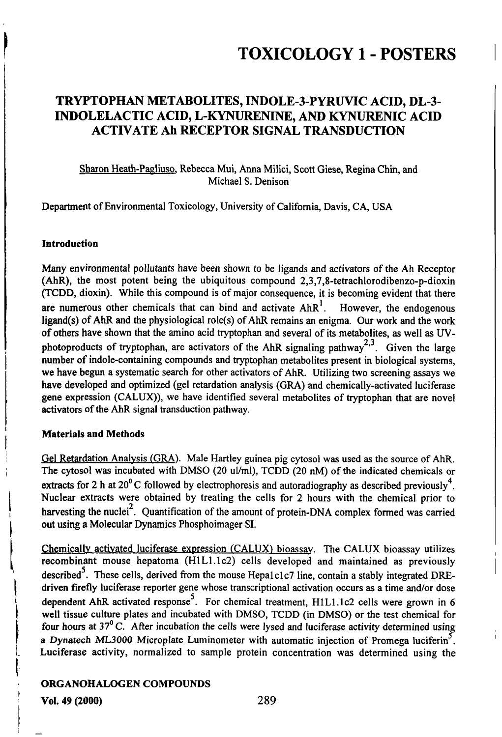# TOXICOLOGY 1 - POSTERS

## TRYPTOPHAN METABOLITES, INDOLE-3-PYRUVIC ACID, DL-3-INDOLELACTIC ACID, L-KYNURENINE, AND KYNURENIC ACID ACTIVATE Ah RECEPTOR SIGNAL TRANSDUCTION

Sharon Heath-Pagliuso, Rebecca Mui, Anna Milici, Scott Giese, Regina Chin, and Michael S. Denison

Department of Environmental Toxicology, University of California, Davis, CA, USA

### Introduction

Many environmental pollutants have been shown to be ligands and activators of the Ah Receptor (AhR), the most potent being the ubiquitous compound 2,3,7,8-tetrachlorodibenzo-p-dioxin (TCDD, dioxin). While this compound is of major consequence, it is becoming evident that there are numerous other chemicals that can bind and activate AhR[1]. However, the endogenous ligand(s) of AhR and the physiological role(s) of AhR remains an enigma. Our work and the work of others have shown that the amino acid tryptophan and several of its metabolites, as well as UV-photoproducts of tryptophan, are activators of the AhR signaling pathway[2,3]. Given the large number of indole-containing compounds and tryptophan metabolites present in biological systems, we have begun a systematic search for other activators of AhR. Utilizing two screening assays we have developed and optimized (gel retardation analysis (GRA) and chemically-activated luciferase gene expression (CALUX)), we have identified several metabolites of tryptophan that are novel activators of the AhR signal transduction pathway.

### Materials and Methods

Gel Retardation Analysis (GRA). Male Hartley guinea pig cytosol was used as the source of AhR. The cytosol was incubated with DMSO (20 ul/ml), TCDD (20 nM) of the indicated chemicals or extracts for 2 h at 20° C followed by electrophoresis and autoradiography as described previously[4]. Nuclear extracts were obtained by treating the cells for 2 hours with the chemical prior to harvesting the nuclei[2]. Quantification of the amount of protein-DNA complex formed was carried out using a Molecular Dynamics Phosphoimager SI.

Chemically activated luciferase expression (CALUX) bioassay. The CALUX bioassay utilizes recombinant mouse hepatoma (H1L1.1c2) cells developed and maintained as previously described[5]. These cells, derived from the mouse Hepa1c1c7 line, contain a stably integrated DRE-driven firefly luciferase reporter gene whose transcriptional activation occurs as a time and/or dose dependent AhR activated response[5]. For chemical treatment, H1L1.1c2 cells were grown in 6 well tissue culture plates and incubated with DMSO, TCDD (in DMSO) or the test chemical for four hours at 37° C. After incubation the cells were lysed and luciferase activity determined using a Dynatech ML3000 Microplate Luminometer with automatic injection of Promega luciferin[5]. Luciferase activity, normalized to sample protein concentration was determined using the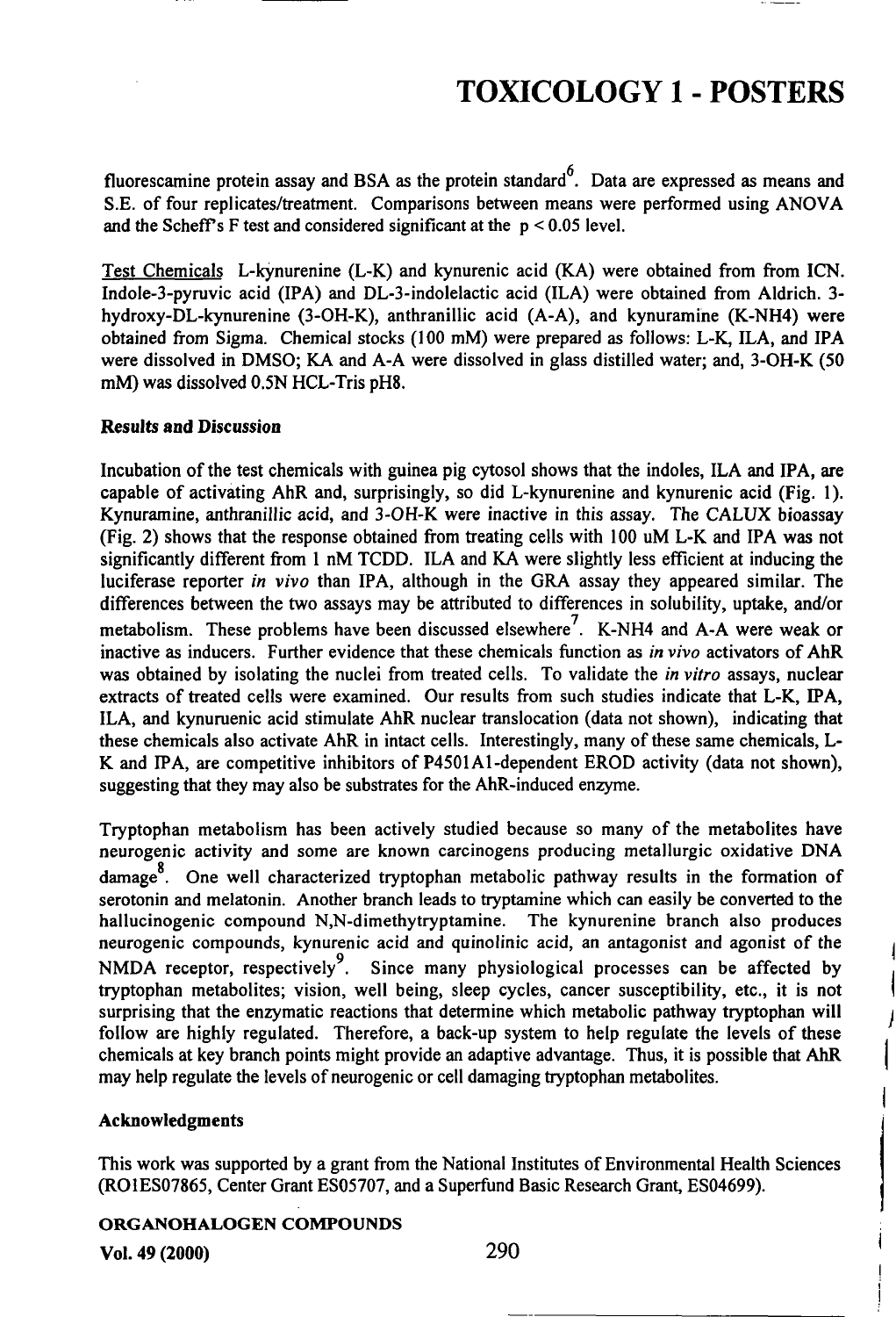fluorescamine protein assay and BSA as the protein standard[6]. Data are expressed as means and S.E. of four replicates/treatment. Comparisons between means were performed using ANOVA and the Scheff's F test and considered significant at the $p < 0.05$ level.

Test Chemicals L-kynurenine (L-K) and kynurenic acid (KA) were obtained from from ICN. Indole-3-pyruvic acid (IPA) and DL-3-indolelactic acid (ILA) were obtained from Aldrich. 3-hydroxy-DL-kynurenine (3-OH-K), anthranillic acid (A-A), and kynuramine (K-NH4) were obtained from Sigma. Chemical stocks (100 mM) were prepared as follows: L-K, ILA, and IPA were dissolved in DMSO; KA and A-A were dissolved in glass distilled water; and, 3-OH-K (50 mM) was dissolved 0.5N HCL-Tris pH8.

**Results and Discussion**

Incubation of the test chemicals with guinea pig cytosol shows that the indoles, ILA and IPA, are capable of activating AhR and, surprisingly, so did L-kynurenine and kynurenic acid (Fig. 1). Kynuramine, anthranillic acid, and 3-OH-K were inactive in this assay. The CALUX bioassay (Fig. 2) shows that the response obtained from treating cells with 100 uM L-K and IPA was not significantly different from 1 nM TCDD. ILA and KA were slightly less efficient at inducing the luciferase reporter *in vivo* than IPA, although in the GRA assay they appeared similar. The differences between the two assays may be attributed to differences in solubility, uptake, and/or metabolism. These problems have been discussed elsewhere[7]. K-NH4 and A-A were weak or inactive as inducers. Further evidence that these chemicals function as *in vivo* activators of AhR was obtained by isolating the nuclei from treated cells. To validate the *in vitro* assays, nuclear extracts of treated cells were examined. Our results from such studies indicate that L-K, IPA, ILA, and kynuruenic acid stimulate AhR nuclear translocation (data not shown), indicating that these chemicals also activate AhR in intact cells. Interestingly, many of these same chemicals, L-K and IPA, are competitive inhibitors of P4501A1-dependent EROD activity (data not shown), suggesting that they may also be substrates for the AhR-induced enzyme.

Tryptophan metabolism has been actively studied because so many of the metabolites have neurogenic activity and some are known carcinogens producing metallurgic oxidative DNA damage[8]. One well characterized tryptophan metabolic pathway results in the formation of serotonin and melatonin. Another branch leads to tryptamine which can easily be converted to the hallucinogenic compound N,N-dimethytryptamine. The kynurenine branch also produces neurogenic compounds, kynurenic acid and quinolinic acid, an antagonist and agonist of the NMDA receptor, respectively[9]. Since many physiological processes can be affected by tryptophan metabolites; vision, well being, sleep cycles, cancer susceptibility, etc., it is not surprising that the enzymatic reactions that determine which metabolic pathway tryptophan will follow are highly regulated. Therefore, a back-up system to help regulate the levels of these chemicals at key branch points might provide an adaptive advantage. Thus, it is possible that AhR may help regulate the levels of neurogenic or cell damaging tryptophan metabolites.

**Acknowledgments**

This work was supported by a grant from the National Institutes of Environmental Health Sciences (RO1ES07865, Center Grant ES05707, and a Superfund Basic Research Grant, ES04699).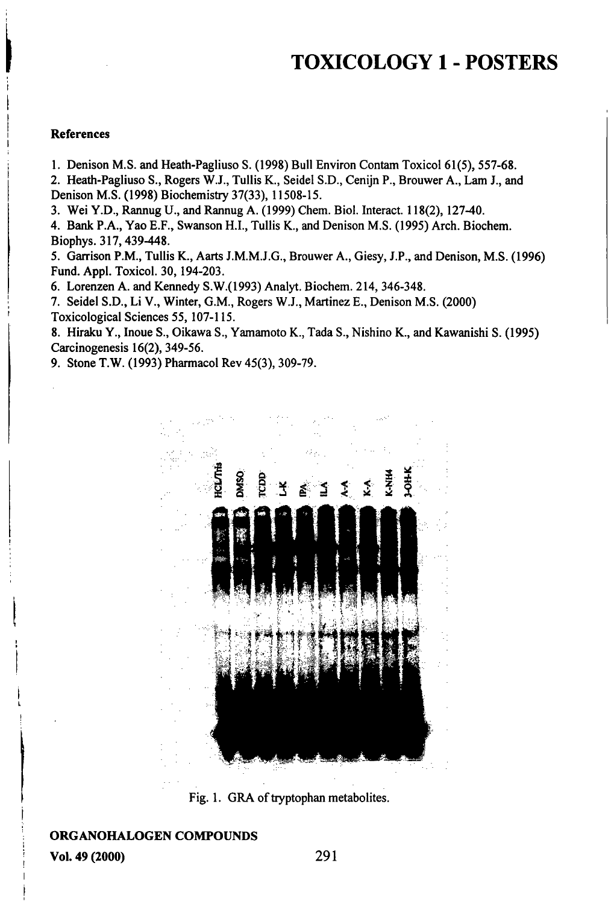**References**

1. Denison M.S. and Heath-Pagliuso S. (1998) Bull Environ Contam Toxicol 61(5), 557-68.
2. Heath-Pagliuso S., Rogers W.J., Tullis K., Seidel S.D., Cenijn P., Brouwer A., Lam J., and Denison M.S. (1998) Biochemistry 37(33), 11508-15.
3. Wei Y.D., Rannug U., and Rannug A. (1999) Chem. Biol. Interact. 118(2), 127-40.
4. Bank P.A., Yao E.F., Swanson H.I., Tullis K., and Denison M.S. (1995) Arch. Biochem. Biophys. 317, 439-448.
5. Garrison P.M., Tullis K., Aarts J.M.M.J.G., Brouwer A., Giesy, J.P., and Denison, M.S. (1996) Fund. Appl. Toxicol. 30, 194-203.
6. Lorenzen A. and Kennedy S.W.(1993) Analyt. Biochem. 214, 346-348.
7. Seidel S.D., Li V., Winter, G.M., Rogers W.J., Martinez E., Denison M.S. (2000) Toxicological Sciences 55, 107-115.
8. Hiraku Y., Inoue S., Oikawa S., Yamamoto K., Tada S., Nishino K., and Kawanishi S. (1995) Carcinogenesis 16(2), 349-56.
9. Stone T.W. (1993) Pharmacol Rev 45(3), 309-79.

Fig. 1. GRA of tryptophan metabolites.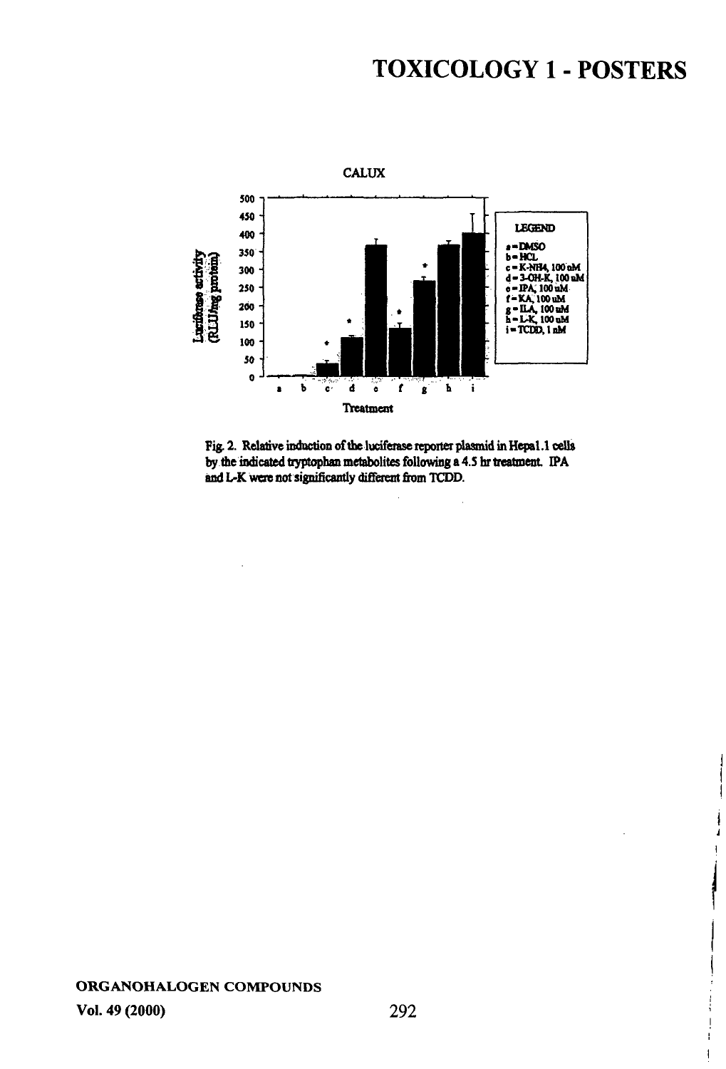CALUX

Luciferase activity (RLU/mg protein)

500
450
400
350
300
250
200
150
100
50
0

a b c d e f g h i

Treatment

*
*
*
*
*

LEGEND
a = DMSO
b = HCL
c = K-NH4, 100 uM
d = 3-OH-K, 100 uM
e = IPA, 100 uM
f = KA, 100 uM
g = ILA, 100 uM
h = L-K, 100 uM
i = TCDD, 1 nM

Fig. 2. Relative induction of the luciferase reporter plasmid in Hepa1.1 cells by the indicated tryptophan metabolites following a 4.5 hr treatment. IPA and L-K were not significantly different from TCDD.